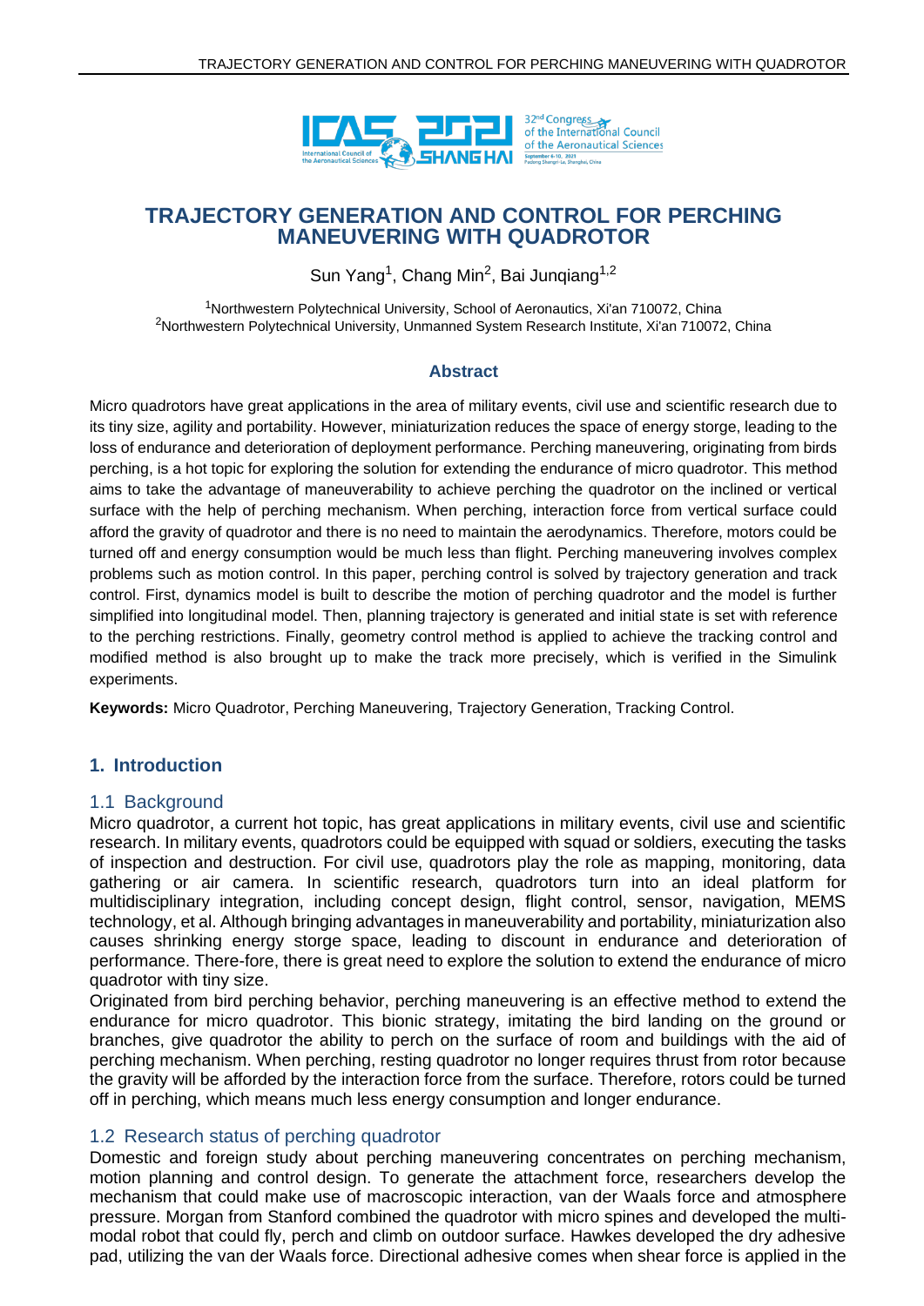# TRAJECTORY GENERATION AND CONTROL FOR PERCHING MANEUVERING WITH QUADROTOR

Sun Yang[1], Chang Min[2], Bai Junqiang[1,2]

[1]Northwestern Polytechnical University, School of Aeronautics, Xi'an 710072, China
[2]Northwestern Polytechnical University, Unmanned System Research Institute, Xi'an 710072, China

## Abstract

Micro quadrotors have great applications in the area of military events, civil use and scientific research due to its tiny size, agility and portability. However, miniaturization reduces the space of energy storge, leading to the loss of endurance and deterioration of deployment performance. Perching maneuvering, originating from birds perching, is a hot topic for exploring the solution for extending the endurance of micro quadrotor. This method aims to take the advantage of maneuverability to achieve perching the quadrotor on the inclined or vertical surface with the help of perching mechanism. When perching, interaction force from vertical surface could afford the gravity of quadrotor and there is no need to maintain the aerodynamics. Therefore, motors could be turned off and energy consumption would be much less than flight. Perching maneuvering involves complex problems such as motion control. In this paper, perching control is solved by trajectory generation and track control. First, dynamics model is built to describe the motion of perching quadrotor and the model is further simplified into longitudinal model. Then, planning trajectory is generated and initial state is set with reference to the perching restrictions. Finally, geometry control method is applied to achieve the tracking control and modified method is also brought up to make the track more precisely, which is verified in the Simulink experiments.

**Keywords:** Micro Quadrotor, Perching Maneuvering, Trajectory Generation, Tracking Control.

## 1. Introduction

### 1.1 Background

Micro quadrotor, a current hot topic, has great applications in military events, civil use and scientific research. In military events, quadrotors could be equipped with squad or soldiers, executing the tasks of inspection and destruction. For civil use, quadrotors play the role as mapping, monitoring, data gathering or air camera. In scientific research, quadrotors turn into an ideal platform for multidisciplinary integration, including concept design, flight control, sensor, navigation, MEMS technology, et al. Although bringing advantages in maneuverability and portability, miniaturization also causes shrinking energy storge space, leading to discount in endurance and deterioration of performance. There-fore, there is great need to explore the solution to extend the endurance of micro quadrotor with tiny size.

Originated from bird perching behavior, perching maneuvering is an effective method to extend the endurance for micro quadrotor. This bionic strategy, imitating the bird landing on the ground or branches, give quadrotor the ability to perch on the surface of room and buildings with the aid of perching mechanism. When perching, resting quadrotor no longer requires thrust from rotor because the gravity will be afforded by the interaction force from the surface. Therefore, rotors could be turned off in perching, which means much less energy consumption and longer endurance.

### 1.2 Research status of perching quadrotor

Domestic and foreign study about perching maneuvering concentrates on perching mechanism, motion planning and control design. To generate the attachment force, researchers develop the mechanism that could make use of macroscopic interaction, van der Waals force and atmosphere pressure. Morgan from Stanford combined the quadrotor with micro spines and developed the multi-modal robot that could fly, perch and climb on outdoor surface. Hawkes developed the dry adhesive pad, utilizing the van der Waals force. Directional adhesive comes when shear force is applied in the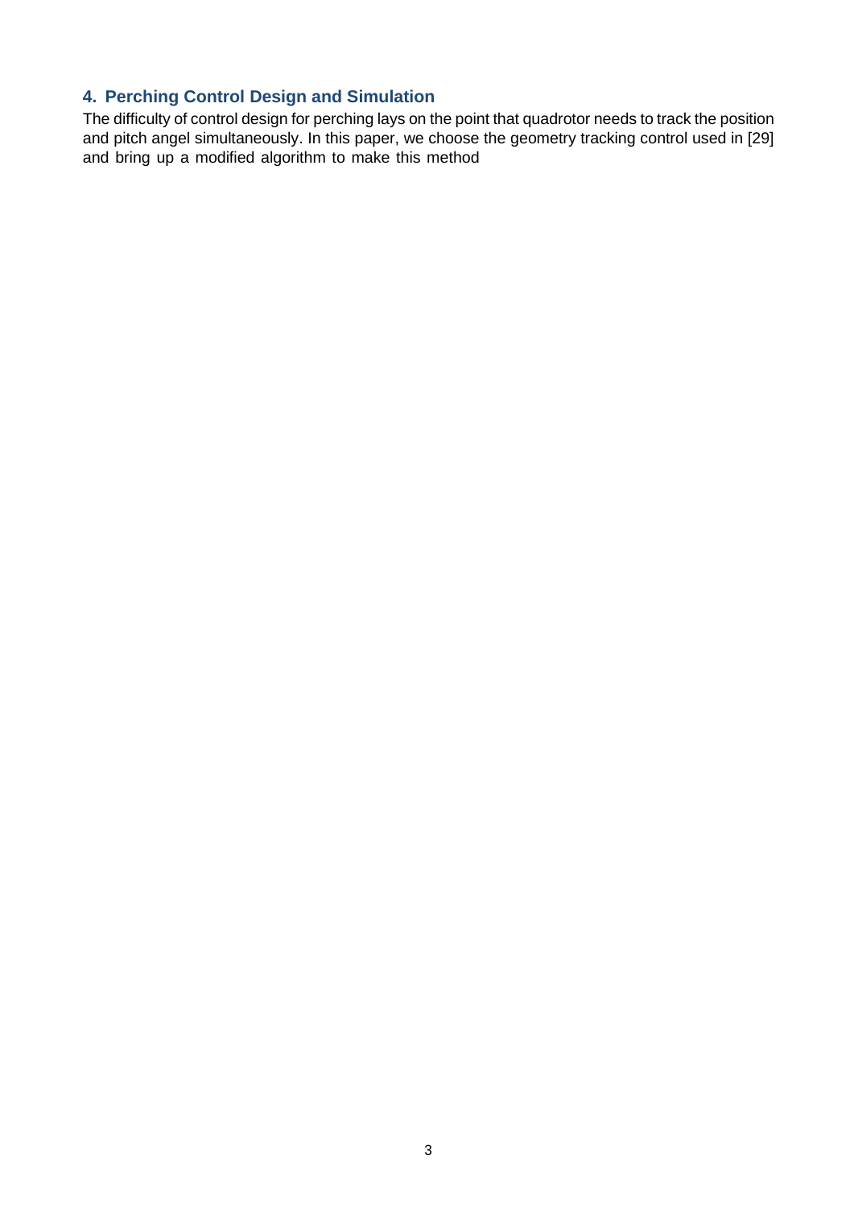## 4. Perching Control Design and Simulation

The difficulty of control design for perching lays on the point that quadrotor needs to track the position and pitch angel simultaneously. In this paper, we choose the geometry tracking control used in [29] and bring up a modified algorithm to make this method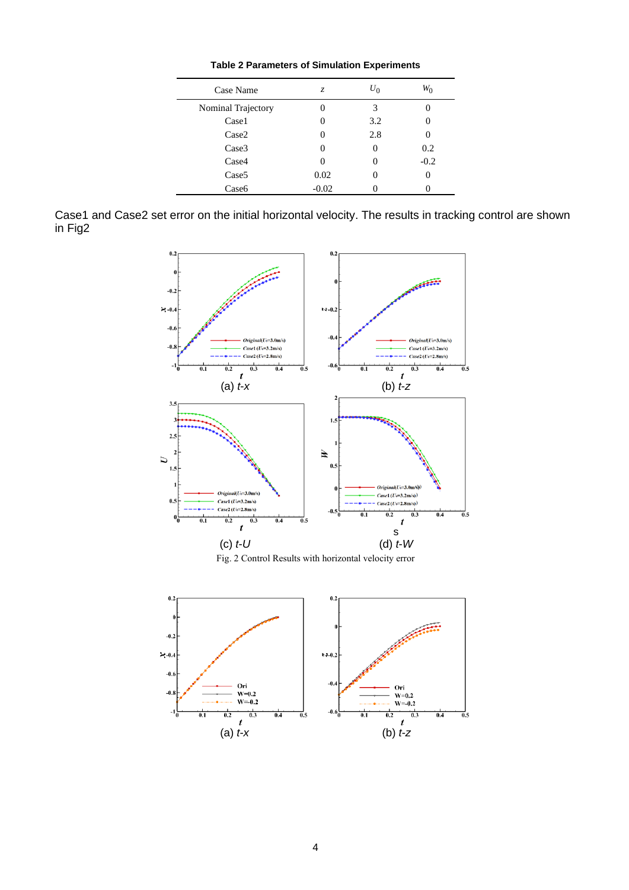**Table 2 Parameters of Simulation Experiments**

| Case Name | $z$ | $U_0$ | $W_0$ |
|---|---|---|---|
| Nominal Trajectory | 0 | 3 | 0 |
| Case1 | 0 | 3.2 | 0 |
| Case2 | 0 | 2.8 | 0 |
| Case3 | 0 | 0 | 0.2 |
| Case4 | 0 | 0 | -0.2 |
| Case5 | 0.02 | 0 | 0 |
| Case6 | -0.02 | 0 | 0 |

Case1 and Case2 set error on the initial horizontal velocity. The results in tracking control are shown in Fig2

(a) *t-x*

(b) *t-z*

(c) *t-U*

(d) *t-W*

Fig. 2 Control Results with horizontal velocity error

(a) *t-x*

(b) *t-z*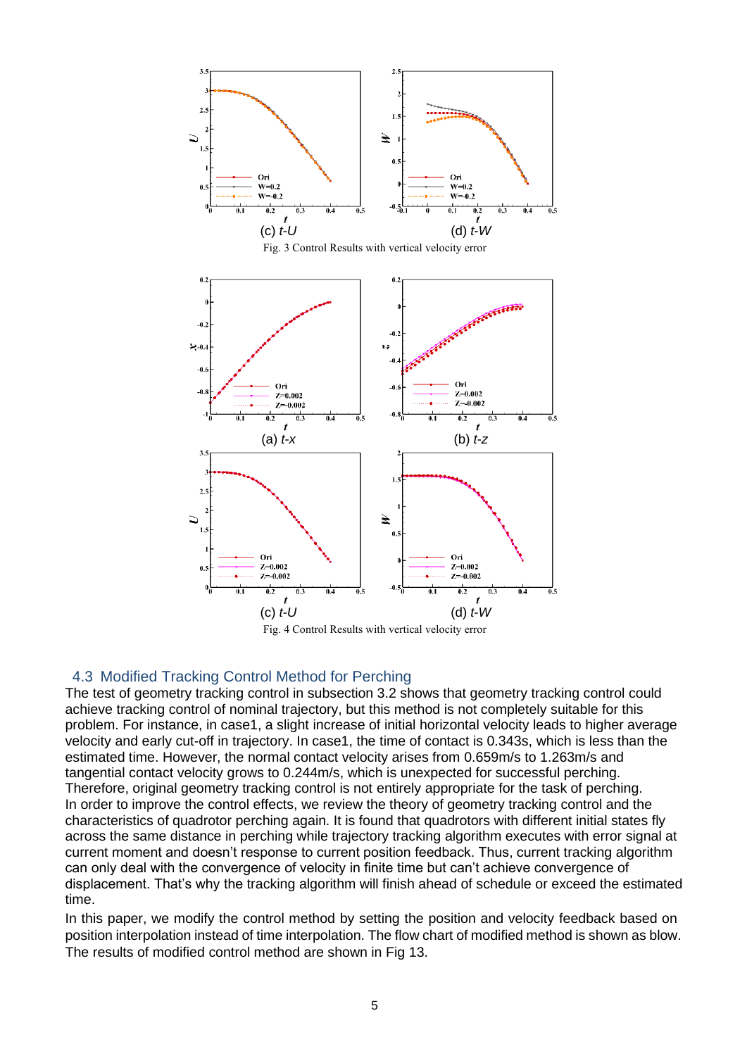(c) *t-U*    (d) *t-W*

Fig. 3 Control Results with vertical velocity error

(a) *t-x*    (b) *t-z*

(c) *t-U*    (d) *t-W*

Fig. 4 Control Results with vertical velocity error

## 4.3 Modified Tracking Control Method for Perching

The test of geometry tracking control in subsection 3.2 shows that geometry tracking control could achieve tracking control of nominal trajectory, but this method is not completely suitable for this problem. For instance, in case1, a slight increase of initial horizontal velocity leads to higher average velocity and early cut-off in trajectory. In case1, the time of contact is 0.343s, which is less than the estimated time. However, the normal contact velocity arises from 0.659m/s to 1.263m/s and tangential contact velocity grows to 0.244m/s, which is unexpected for successful perching. Therefore, original geometry tracking control is not entirely appropriate for the task of perching.
In order to improve the control effects, we review the theory of geometry tracking control and the characteristics of quadrotor perching again. It is found that quadrotors with different initial states fly across the same distance in perching while trajectory tracking algorithm executes with error signal at current moment and doesn't response to current position feedback. Thus, current tracking algorithm can only deal with the convergence of velocity in finite time but can't achieve convergence of displacement. That's why the tracking algorithm will finish ahead of schedule or exceed the estimated time.

In this paper, we modify the control method by setting the position and velocity feedback based on position interpolation instead of time interpolation. The flow chart of modified method is shown as blow. The results of modified control method are shown in Fig 13.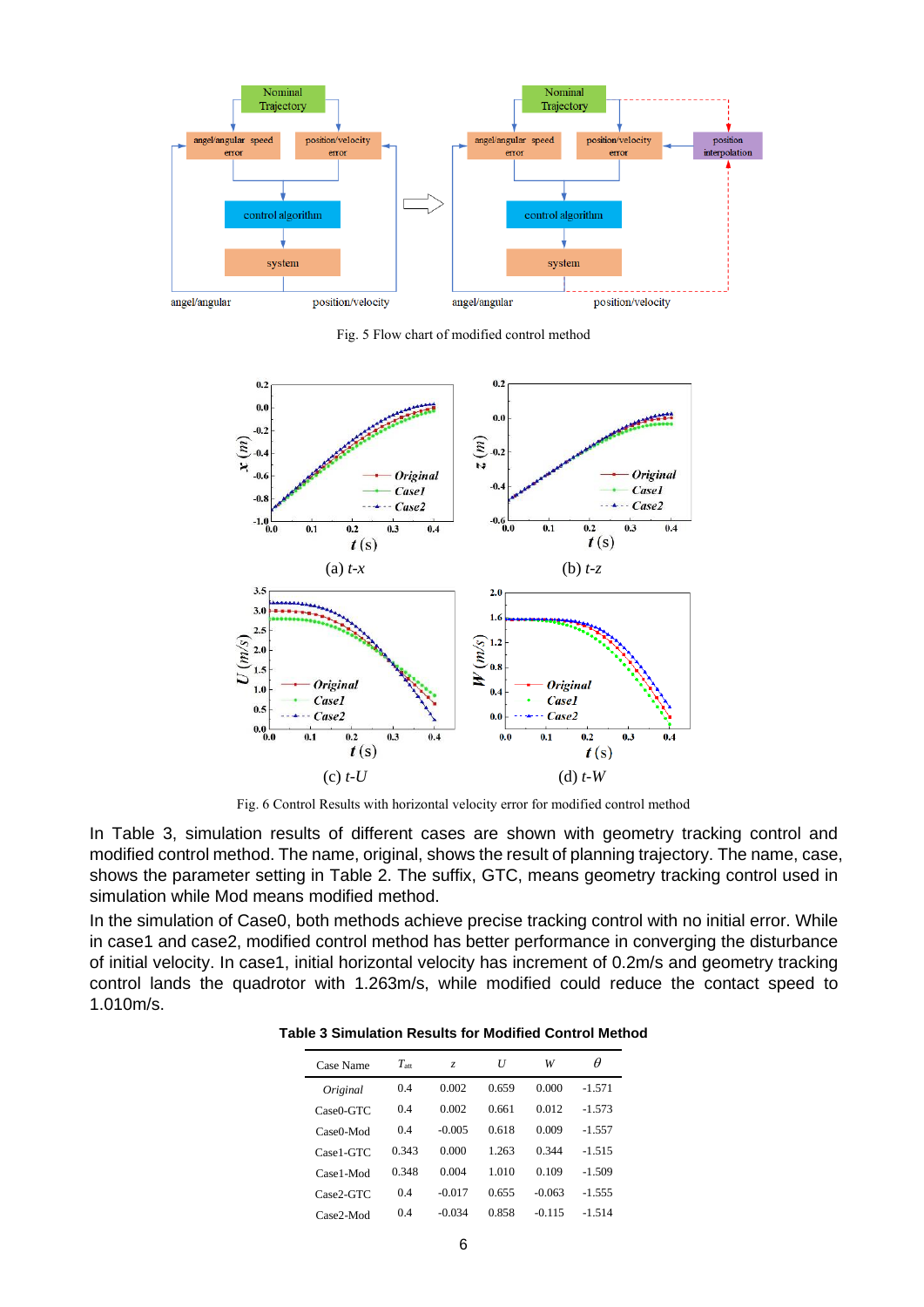Fig. 5 Flow chart of modified control method

(a) *t-x*

(b) *t-z*

(c) *t-U*

(d) *t-W*

Fig. 6 Control Results with horizontal velocity error for modified control method

In Table 3, simulation results of different cases are shown with geometry tracking control and modified control method. The name, original, shows the result of planning trajectory. The name, case, shows the parameter setting in Table 2. The suffix, GTC, means geometry tracking control used in simulation while Mod means modified method.

In the simulation of Case0, both methods achieve precise tracking control with no initial error. While in case1 and case2, modified control method has better performance in converging the disturbance of initial velocity. In case1, initial horizontal velocity has increment of 0.2m/s and geometry tracking control lands the quadrotor with 1.263m/s, while modified could reduce the contact speed to 1.010m/s.

**Table 3 Simulation Results for Modified Control Method**

| Case Name | $T_{att}$ | $z$ | $U$ | $W$ | $\theta$ |
|---|---|---|---|---|---|
| *Original* | 0.4 | 0.002 | 0.659 | 0.000 | -1.571 |
| Case0-GTC | 0.4 | 0.002 | 0.661 | 0.012 | -1.573 |
| Case0-Mod | 0.4 | -0.005 | 0.618 | 0.009 | -1.557 |
| Case1-GTC | 0.343 | 0.000 | 1.263 | 0.344 | -1.515 |
| Case1-Mod | 0.348 | 0.004 | 1.010 | 0.109 | -1.509 |
| Case2-GTC | 0.4 | -0.017 | 0.655 | -0.063 | -1.555 |
| Case2-Mod | 0.4 | -0.034 | 0.858 | -0.115 | -1.514 |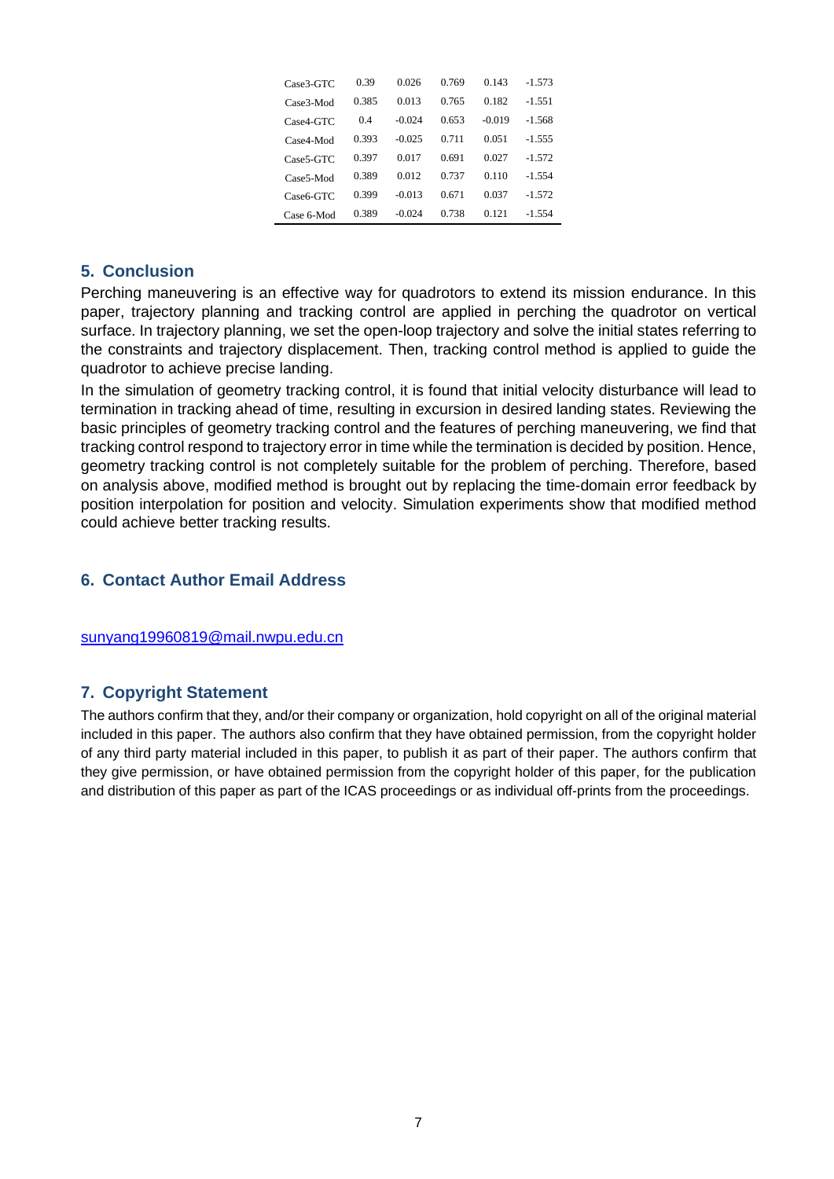| | | | | | |
|---|---|---|---|---|---|
| Case3-GTC | 0.39 | 0.026 | 0.769 | 0.143 | -1.573 |
| Case3-Mod | 0.385 | 0.013 | 0.765 | 0.182 | -1.551 |
| Case4-GTC | 0.4 | -0.024 | 0.653 | -0.019 | -1.568 |
| Case4-Mod | 0.393 | -0.025 | 0.711 | 0.051 | -1.555 |
| Case5-GTC | 0.397 | 0.017 | 0.691 | 0.027 | -1.572 |
| Case5-Mod | 0.389 | 0.012 | 0.737 | 0.110 | -1.554 |
| Case6-GTC | 0.399 | -0.013 | 0.671 | 0.037 | -1.572 |
| Case 6-Mod | 0.389 | -0.024 | 0.738 | 0.121 | -1.554 |

## 5. Conclusion

Perching maneuvering is an effective way for quadrotors to extend its mission endurance. In this paper, trajectory planning and tracking control are applied in perching the quadrotor on vertical surface. In trajectory planning, we set the open-loop trajectory and solve the initial states referring to the constraints and trajectory displacement. Then, tracking control method is applied to guide the quadrotor to achieve precise landing.

In the simulation of geometry tracking control, it is found that initial velocity disturbance will lead to termination in tracking ahead of time, resulting in excursion in desired landing states. Reviewing the basic principles of geometry tracking control and the features of perching maneuvering, we find that tracking control respond to trajectory error in time while the termination is decided by position. Hence, geometry tracking control is not completely suitable for the problem of perching. Therefore, based on analysis above, modified method is brought out by replacing the time-domain error feedback by position interpolation for position and velocity. Simulation experiments show that modified method could achieve better tracking results.

## 6. Contact Author Email Address

sunyang19960819@mail.nwpu.edu.cn

## 7. Copyright Statement

The authors confirm that they, and/or their company or organization, hold copyright on all of the original material included in this paper. The authors also confirm that they have obtained permission, from the copyright holder of any third party material included in this paper, to publish it as part of their paper. The authors confirm that they give permission, or have obtained permission from the copyright holder of this paper, for the publication and distribution of this paper as part of the ICAS proceedings or as individual off-prints from the proceedings.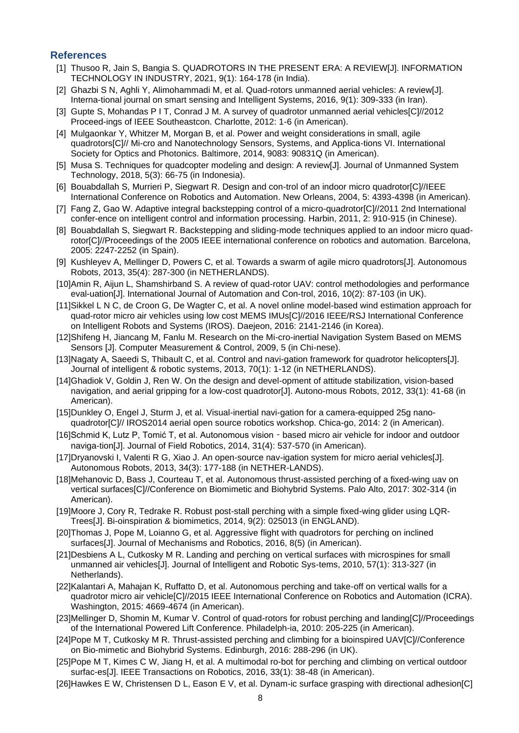## References

[1] Thusoo R, Jain S, Bangia S. QUADROTORS IN THE PRESENT ERA: A REVIEW[J]. INFORMATION TECHNOLOGY IN INDUSTRY, 2021, 9(1): 164-178 (in India).

[2] Ghazbi S N, Aghli Y, Alimohammadi M, et al. Quad-rotors unmanned aerial vehicles: A review[J]. Interna-tional journal on smart sensing and Intelligent Systems, 2016, 9(1): 309-333 (in Iran).

[3] Gupte S, Mohandas P I T, Conrad J M. A survey of quadrotor unmanned aerial vehicles[C]//2012 Proceed-ings of IEEE Southeastcon. Charlotte, 2012: 1-6 (in American).

[4] Mulgaonkar Y, Whitzer M, Morgan B, et al. Power and weight considerations in small, agile quadrotors[C]// Mi-cro and Nanotechnology Sensors, Systems, and Applica-tions VI. International Society for Optics and Photonics. Baltimore, 2014, 9083: 90831Q (in American).

[5] Musa S. Techniques for quadcopter modeling and design: A review[J]. Journal of Unmanned System Technology, 2018, 5(3): 66-75 (in Indonesia).

[6] Bouabdallah S, Murrieri P, Siegwart R. Design and con-trol of an indoor micro quadrotor[C]//IEEE International Conference on Robotics and Automation. New Orleans, 2004, 5: 4393-4398 (in American).

[7] Fang Z, Gao W. Adaptive integral backstepping control of a micro-quadrotor[C]//2011 2nd International confer-ence on intelligent control and information processing. Harbin, 2011, 2: 910-915 (in Chinese).

[8] Bouabdallah S, Siegwart R. Backstepping and sliding-mode techniques applied to an indoor micro quad-rotor[C]//Proceedings of the 2005 IEEE international conference on robotics and automation. Barcelona, 2005: 2247-2252 (in Spain).

[9] Kushleyev A, Mellinger D, Powers C, et al. Towards a swarm of agile micro quadrotors[J]. Autonomous Robots, 2013, 35(4): 287-300 (in NETHERLANDS).

[10] Amin R, Aijun L, Shamshirband S. A review of quad-rotor UAV: control methodologies and performance eval-uation[J]. International Journal of Automation and Con-trol, 2016, 10(2): 87-103 (in UK).

[11] Sikkel L N C, de Croon G, De Wagter C, et al. A novel online model-based wind estimation approach for quad-rotor micro air vehicles using low cost MEMS IMUs[C]//2016 IEEE/RSJ International Conference on Intelligent Robots and Systems (IROS). Daejeon, 2016: 2141-2146 (in Korea).

[12] Shifeng H, Jiancang M, Fanlu M. Research on the Mi-cro-inertial Navigation System Based on MEMS Sensors [J]. Computer Measurement & Control, 2009, 5 (in Chi-nese).

[13] Nagaty A, Saeedi S, Thibault C, et al. Control and navi-gation framework for quadrotor helicopters[J]. Journal of intelligent & robotic systems, 2013, 70(1): 1-12 (in NETHERLANDS).

[14] Ghadiok V, Goldin J, Ren W. On the design and devel-opment of attitude stabilization, vision-based navigation, and aerial gripping for a low-cost quadrotor[J]. Autono-mous Robots, 2012, 33(1): 41-68 (in American).

[15] Dunkley O, Engel J, Sturm J, et al. Visual-inertial navi-gation for a camera-equipped 25g nano-quadrotor[C]// IROS2014 aerial open source robotics workshop. Chica-go, 2014: 2 (in American).

[16] Schmid K, Lutz P, Tomić T, et al. Autonomous vision‐based micro air vehicle for indoor and outdoor naviga-tion[J]. Journal of Field Robotics, 2014, 31(4): 537-570 (in American).

[17] Dryanovski I, Valenti R G, Xiao J. An open-source nav-igation system for micro aerial vehicles[J]. Autonomous Robots, 2013, 34(3): 177-188 (in NETHER-LANDS).

[18] Mehanovic D, Bass J, Courteau T, et al. Autonomous thrust-assisted perching of a fixed-wing uav on vertical surfaces[C]//Conference on Biomimetic and Biohybrid Systems. Palo Alto, 2017: 302-314 (in American).

[19] Moore J, Cory R, Tedrake R. Robust post-stall perching with a simple fixed-wing glider using LQR-Trees[J]. Bi-oinspiration & biomimetics, 2014, 9(2): 025013 (in ENGLAND).

[20] Thomas J, Pope M, Loianno G, et al. Aggressive flight with quadrotors for perching on inclined surfaces[J]. Journal of Mechanisms and Robotics, 2016, 8(5) (in American).

[21] Desbiens A L, Cutkosky M R. Landing and perching on vertical surfaces with microspines for small unmanned air vehicles[J]. Journal of Intelligent and Robotic Sys-tems, 2010, 57(1): 313-327 (in Netherlands).

[22] Kalantari A, Mahajan K, Ruffatto D, et al. Autonomous perching and take-off on vertical walls for a quadrotor micro air vehicle[C]//2015 IEEE International Conference on Robotics and Automation (ICRA). Washington, 2015: 4669-4674 (in American).

[23] Mellinger D, Shomin M, Kumar V. Control of quad-rotors for robust perching and landing[C]//Proceedings of the International Powered Lift Conference. Philadelph-ia, 2010: 205-225 (in American).

[24] Pope M T, Cutkosky M R. Thrust-assisted perching and climbing for a bioinspired UAV[C]//Conference on Bio-mimetic and Biohybrid Systems. Edinburgh, 2016: 288-296 (in UK).

[25] Pope M T, Kimes C W, Jiang H, et al. A multimodal ro-bot for perching and climbing on vertical outdoor surfac-es[J]. IEEE Transactions on Robotics, 2016, 33(1): 38-48 (in American).

[26] Hawkes E W, Christensen D L, Eason E V, et al. Dynam-ic surface grasping with directional adhesion[C]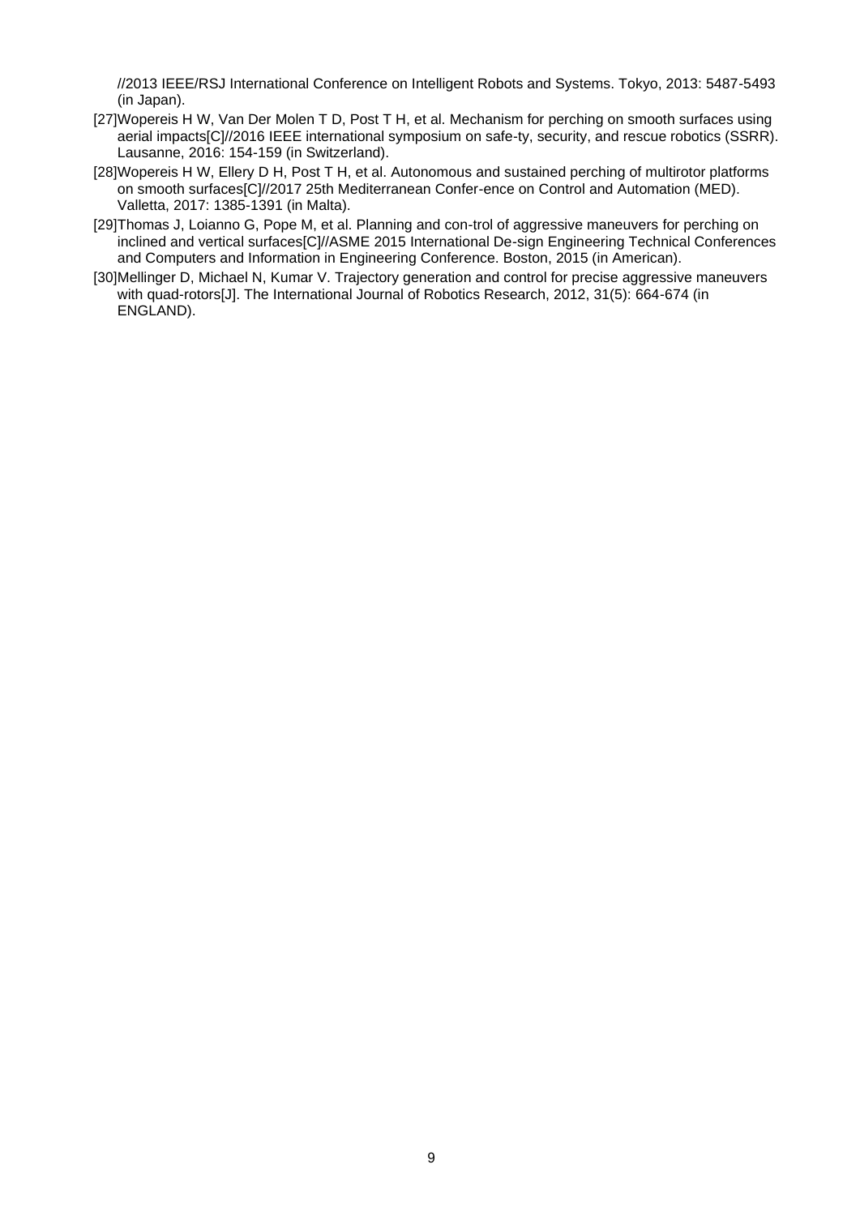//2013 IEEE/RSJ International Conference on Intelligent Robots and Systems. Tokyo, 2013: 5487-5493 (in Japan).

[27]Wopereis H W, Van Der Molen T D, Post T H, et al. Mechanism for perching on smooth surfaces using aerial impacts[C]//2016 IEEE international symposium on safe-ty, security, and rescue robotics (SSRR). Lausanne, 2016: 154-159 (in Switzerland).

[28]Wopereis H W, Ellery D H, Post T H, et al. Autonomous and sustained perching of multirotor platforms on smooth surfaces[C]//2017 25th Mediterranean Confer-ence on Control and Automation (MED). Valletta, 2017: 1385-1391 (in Malta).

[29]Thomas J, Loianno G, Pope M, et al. Planning and con-trol of aggressive maneuvers for perching on inclined and vertical surfaces[C]//ASME 2015 International De-sign Engineering Technical Conferences and Computers and Information in Engineering Conference. Boston, 2015 (in American).

[30]Mellinger D, Michael N, Kumar V. Trajectory generation and control for precise aggressive maneuvers with quad-rotors[J]. The International Journal of Robotics Research, 2012, 31(5): 664-674 (in ENGLAND).